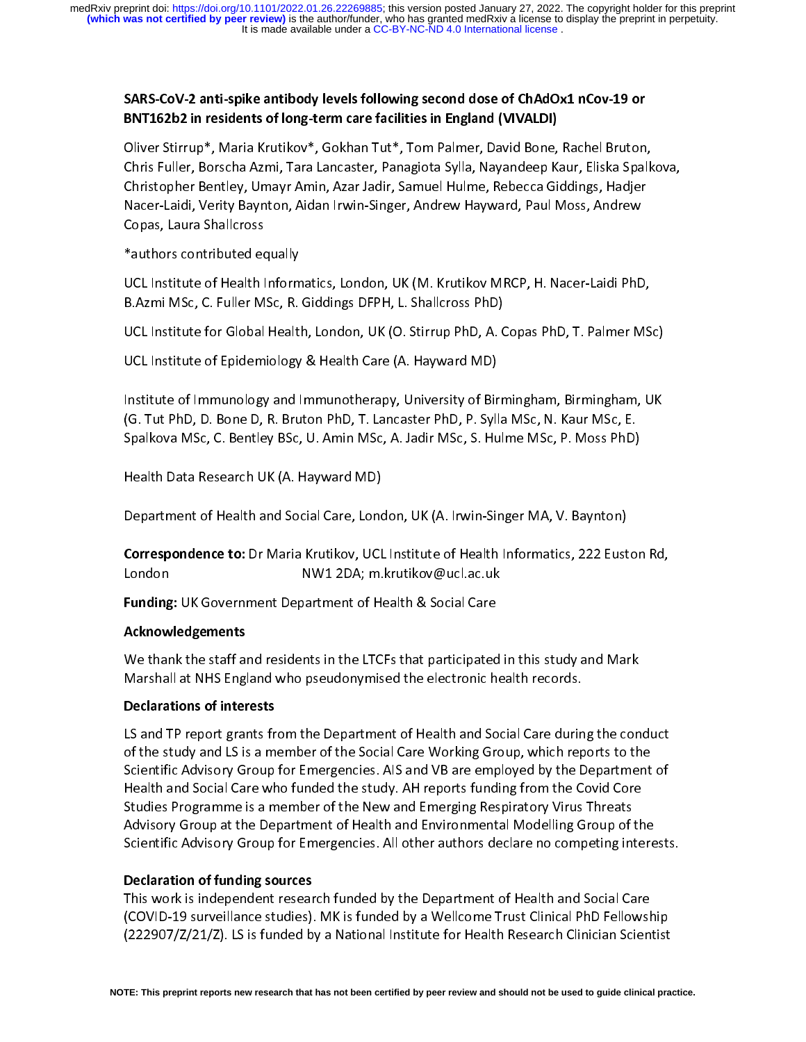# SARS-CoV-2 anti-spike antibody levels following second dose of ChAdOx1 nCov-19 or BNT162b2 in residents of long-term care facilities in England (VIVALDI)

Oliver Stirrup*, Maria Krutikov*, Gokhan Tut*, Tom Palmer, David Bone, Rachel Bruton, Chris Fuller, Borscha Azmi, Tara Lancaster, Panagiota Sylla, Nayandeep Kaur, Eliska Spalkova, Christopher Bentley, Umayr Amin, Azar Jadir, Samuel Hulme, Rebecca Giddings, Hadjer Nacer-Laidi, Verity Baynton, Aidan Irwin-Singer, Andrew Hayward, Paul Moss, Andrew Copas, Laura Shallcross

*authors contributed equally

UCL Institute of Health Informatics, London, UK (M. Krutikov MRCP, H. Nacer-Laidi PhD, B.Azmi MSc, C. Fuller MSc, R. Giddings DFPH, L. Shallcross PhD)

UCL Institute for Global Health, London, UK (O. Stirrup PhD, A. Copas PhD, T. Palmer MSc)

UCL Institute of Epidemiology & Health Care (A. Hayward MD)

Institute of Immunology and Immunotherapy, University of Birmingham, Birmingham, UK (G. Tut PhD, D. Bone D, R. Bruton PhD, T. Lancaster PhD, P. Sylla MSc, N. Kaur MSc, E. Spalkova MSc, C. Bentley BSc, U. Amin MSc, A. Jadir MSc, S. Hulme MSc, P. Moss PhD)

Health Data Research UK (A. Hayward MD)

Department of Health and Social Care, London, UK (A. Irwin-Singer MA, V. Baynton)

**Correspondence to:** Dr Maria Krutikov, UCL Institute of Health Informatics, 222 Euston Rd, London NW1 2DA; m.krutikov@ucl.ac.uk

**Funding:** UK Government Department of Health & Social Care

## Acknowledgements

We thank the staff and residents in the LTCFs that participated in this study and Mark Marshall at NHS England who pseudonymised the electronic health records.

## Declarations of interests

LS and TP report grants from the Department of Health and Social Care during the conduct of the study and LS is a member of the Social Care Working Group, which reports to the Scientific Advisory Group for Emergencies. AIS and VB are employed by the Department of Health and Social Care who funded the study. AH reports funding from the Covid Core Studies Programme is a member of the New and Emerging Respiratory Virus Threats Advisory Group at the Department of Health and Environmental Modelling Group of the Scientific Advisory Group for Emergencies. All other authors declare no competing interests.

## Declaration of funding sources

This work is independent research funded by the Department of Health and Social Care (COVID-19 surveillance studies). MK is funded by a Wellcome Trust Clinical PhD Fellowship (222907/Z/21/Z). LS is funded by a National Institute for Health Research Clinician Scientist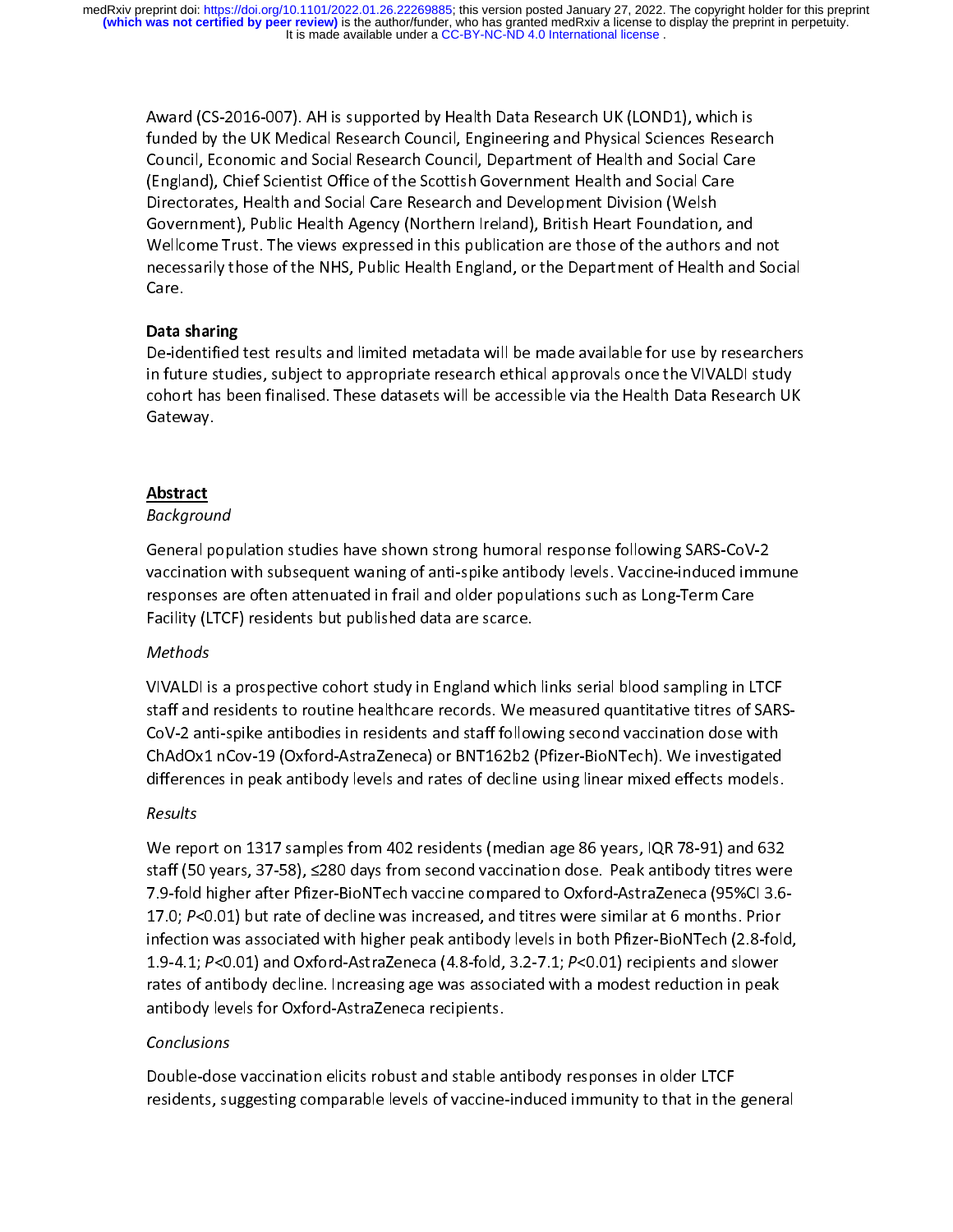Award (CS-2016-007). AH is supported by Health Data Research UK (LOND1), which is funded by the UK Medical Research Council, Engineering and Physical Sciences Research Council, Economic and Social Research Council, Department of Health and Social Care (England), Chief Scientist Office of the Scottish Government Health and Social Care Directorates, Health and Social Care Research and Development Division (Welsh Government), Public Health Agency (Northern Ireland), British Heart Foundation, and Wellcome Trust. The views expressed in this publication are those of the authors and not necessarily those of the NHS, Public Health England, or the Department of Health and Social Care.

**Data sharing**

De-identified test results and limited metadata will be made available for use by researchers in future studies, subject to appropriate research ethical approvals once the VIVALDI study cohort has been finalised. These datasets will be accessible via the Health Data Research UK Gateway.

## Abstract

*Background*

General population studies have shown strong humoral response following SARS-CoV-2 vaccination with subsequent waning of anti-spike antibody levels. Vaccine-induced immune responses are often attenuated in frail and older populations such as Long-Term Care Facility (LTCF) residents but published data are scarce.

*Methods*

VIVALDI is a prospective cohort study in England which links serial blood sampling in LTCF staff and residents to routine healthcare records. We measured quantitative titres of SARS-CoV-2 anti-spike antibodies in residents and staff following second vaccination dose with ChAdOx1 nCov-19 (Oxford-AstraZeneca) or BNT162b2 (Pfizer-BioNTech). We investigated differences in peak antibody levels and rates of decline using linear mixed effects models.

*Results*

We report on 1317 samples from 402 residents (median age 86 years, IQR 78-91) and 632 staff (50 years, 37-58), ≤280 days from second vaccination dose. Peak antibody titres were 7.9-fold higher after Pfizer-BioNTech vaccine compared to Oxford-AstraZeneca (95%CI 3.6-17.0; $P<0.01$) but rate of decline was increased, and titres were similar at 6 months. Prior infection was associated with higher peak antibody levels in both Pfizer-BioNTech (2.8-fold, 1.9-4.1; $P<0.01$) and Oxford-AstraZeneca (4.8-fold, 3.2-7.1; $P<0.01$) recipients and slower rates of antibody decline. Increasing age was associated with a modest reduction in peak antibody levels for Oxford-AstraZeneca recipients.

*Conclusions*

Double-dose vaccination elicits robust and stable antibody responses in older LTCF residents, suggesting comparable levels of vaccine-induced immunity to that in the general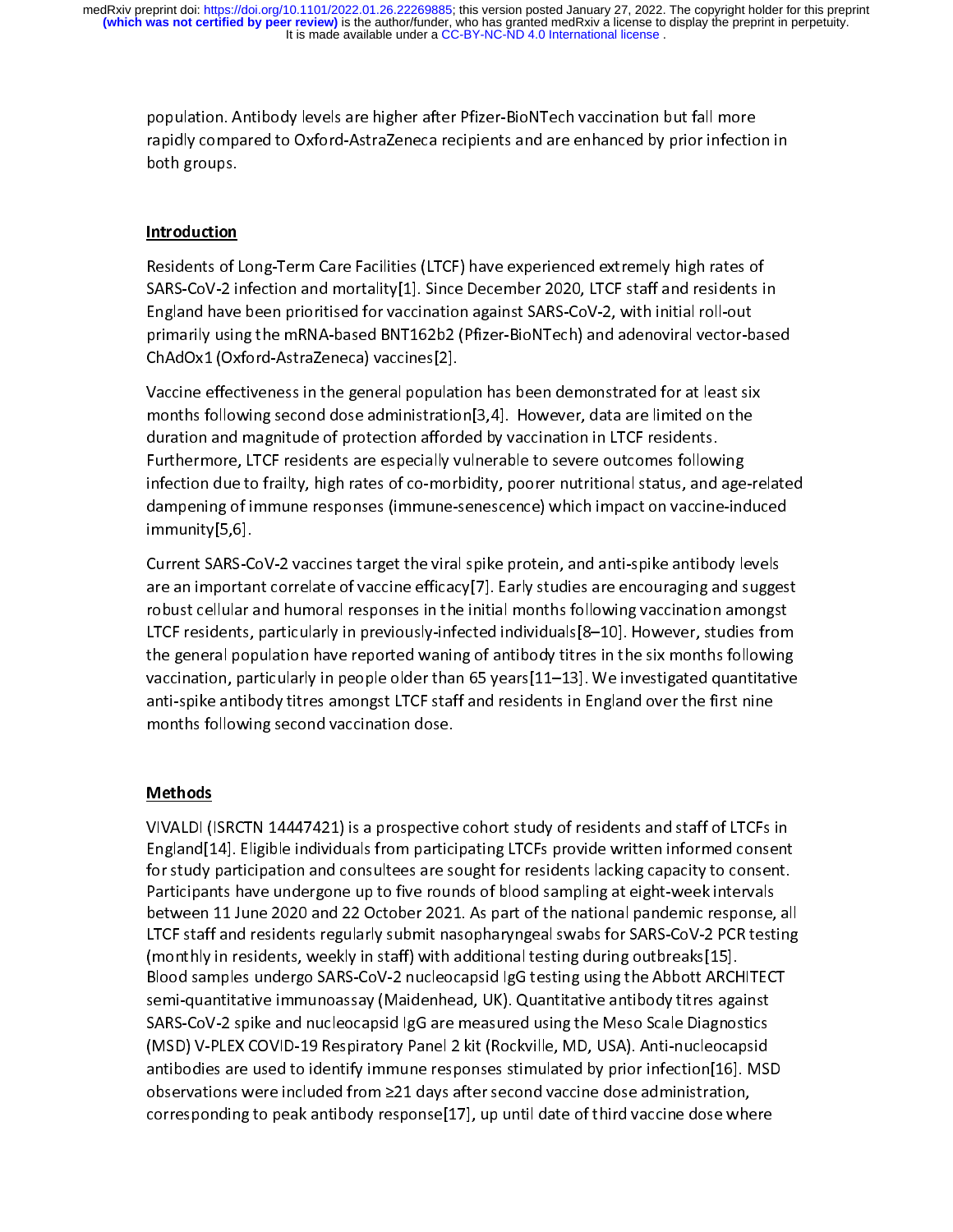population. Antibody levels are higher after Pfizer-BioNTech vaccination but fall more rapidly compared to Oxford-AstraZeneca recipients and are enhanced by prior infection in both groups.

## Introduction

Residents of Long-Term Care Facilities (LTCF) have experienced extremely high rates of SARS-CoV-2 infection and mortality[1]. Since December 2020, LTCF staff and residents in England have been prioritised for vaccination against SARS-CoV-2, with initial roll-out primarily using the mRNA-based BNT162b2 (Pfizer-BioNTech) and adenoviral vector-based ChAdOx1 (Oxford-AstraZeneca) vaccines[2].

Vaccine effectiveness in the general population has been demonstrated for at least six months following second dose administration[3,4]. However, data are limited on the duration and magnitude of protection afforded by vaccination in LTCF residents. Furthermore, LTCF residents are especially vulnerable to severe outcomes following infection due to frailty, high rates of co-morbidity, poorer nutritional status, and age-related dampening of immune responses (immune-senescence) which impact on vaccine-induced immunity[5,6].

Current SARS-CoV-2 vaccines target the viral spike protein, and anti-spike antibody levels are an important correlate of vaccine efficacy[7]. Early studies are encouraging and suggest robust cellular and humoral responses in the initial months following vaccination amongst LTCF residents, particularly in previously-infected individuals[8–10]. However, studies from the general population have reported waning of antibody titres in the six months following vaccination, particularly in people older than 65 years[11–13]. We investigated quantitative anti-spike antibody titres amongst LTCF staff and residents in England over the first nine months following second vaccination dose.

## Methods

VIVALDI (ISRCTN 14447421) is a prospective cohort study of residents and staff of LTCFs in England[14]. Eligible individuals from participating LTCFs provide written informed consent for study participation and consultees are sought for residents lacking capacity to consent. Participants have undergone up to five rounds of blood sampling at eight-week intervals between 11 June 2020 and 22 October 2021. As part of the national pandemic response, all LTCF staff and residents regularly submit nasopharyngeal swabs for SARS-CoV-2 PCR testing (monthly in residents, weekly in staff) with additional testing during outbreaks[15]. Blood samples undergo SARS-CoV-2 nucleocapsid IgG testing using the Abbott ARCHITECT semi-quantitative immunoassay (Maidenhead, UK). Quantitative antibody titres against SARS-CoV-2 spike and nucleocapsid IgG are measured using the Meso Scale Diagnostics (MSD) V-PLEX COVID-19 Respiratory Panel 2 kit (Rockville, MD, USA). Anti-nucleocapsid antibodies are used to identify immune responses stimulated by prior infection[16]. MSD observations were included from ≥21 days after second vaccine dose administration, corresponding to peak antibody response[17], up until date of third vaccine dose where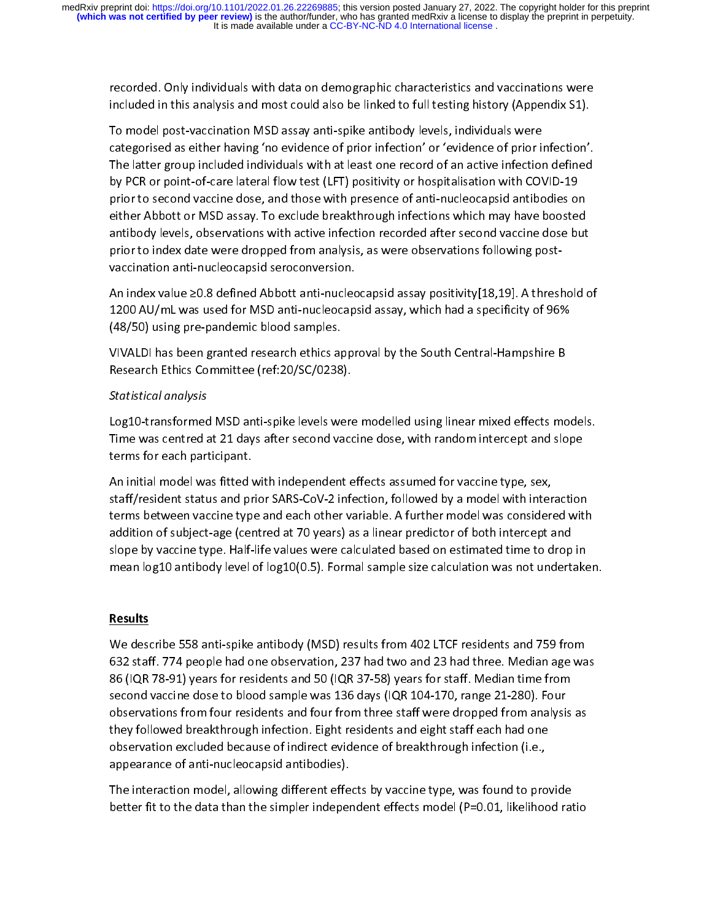recorded. Only individuals with data on demographic characteristics and vaccinations were included in this analysis and most could also be linked to full testing history (Appendix S1).

To model post-vaccination MSD assay anti-spike antibody levels, individuals were categorised as either having 'no evidence of prior infection' or 'evidence of prior infection'. The latter group included individuals with at least one record of an active infection defined by PCR or point-of-care lateral flow test (LFT) positivity or hospitalisation with COVID-19 prior to second vaccine dose, and those with presence of anti-nucleocapsid antibodies on either Abbott or MSD assay. To exclude breakthrough infections which may have boosted antibody levels, observations with active infection recorded after second vaccine dose but prior to index date were dropped from analysis, as were observations following post-vaccination anti-nucleocapsid seroconversion.

An index value ≥0.8 defined Abbott anti-nucleocapsid assay positivity[18,19]. A threshold of 1200 AU/mL was used for MSD anti-nucleocapsid assay, which had a specificity of 96% (48/50) using pre-pandemic blood samples.

VIVALDI has been granted research ethics approval by the South Central-Hampshire B Research Ethics Committee (ref:20/SC/0238).

*Statistical analysis*

Log10-transformed MSD anti-spike levels were modelled using linear mixed effects models. Time was centred at 21 days after second vaccine dose, with random intercept and slope terms for each participant.

An initial model was fitted with independent effects assumed for vaccine type, sex, staff/resident status and prior SARS-CoV-2 infection, followed by a model with interaction terms between vaccine type and each other variable. A further model was considered with addition of subject-age (centred at 70 years) as a linear predictor of both intercept and slope by vaccine type. Half-life values were calculated based on estimated time to drop in mean log10 antibody level of log10(0.5). Formal sample size calculation was not undertaken.

## Results

We describe 558 anti-spike antibody (MSD) results from 402 LTCF residents and 759 from 632 staff. 774 people had one observation, 237 had two and 23 had three. Median age was 86 (IQR 78-91) years for residents and 50 (IQR 37-58) years for staff. Median time from second vaccine dose to blood sample was 136 days (IQR 104-170, range 21-280). Four observations from four residents and four from three staff were dropped from analysis as they followed breakthrough infection. Eight residents and eight staff each had one observation excluded because of indirect evidence of breakthrough infection (i.e., appearance of anti-nucleocapsid antibodies).

The interaction model, allowing different effects by vaccine type, was found to provide better fit to the data than the simpler independent effects model (P=0.01, likelihood ratio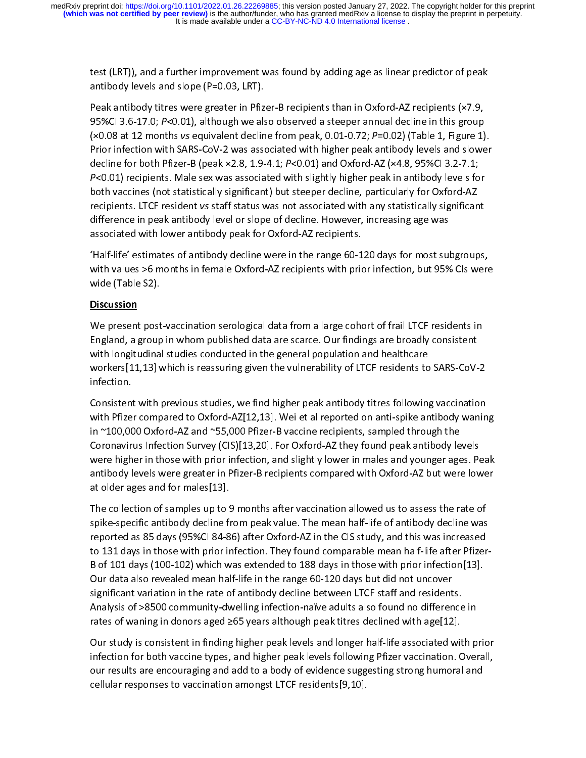test (LRT)), and a further improvement was found by adding age as linear predictor of peak antibody levels and slope (P=0.03, LRT).

Peak antibody titres were greater in Pfizer-B recipients than in Oxford-AZ recipients (×7.9, 95%CI 3.6-17.0; *P*<0.01), although we also observed a steeper annual decline in this group (×0.08 at 12 months *vs* equivalent decline from peak, 0.01-0.72; *P*=0.02) (Table 1, Figure 1). Prior infection with SARS-CoV-2 was associated with higher peak antibody levels and slower decline for both Pfizer-B (peak ×2.8, 1.9-4.1; *P*<0.01) and Oxford-AZ (×4.8, 95%CI 3.2-7.1; *P*<0.01) recipients. Male sex was associated with slightly higher peak in antibody levels for both vaccines (not statistically significant) but steeper decline, particularly for Oxford-AZ recipients. LTCF resident *vs* staff status was not associated with any statistically significant difference in peak antibody level or slope of decline. However, increasing age was associated with lower antibody peak for Oxford-AZ recipients.

'Half-life' estimates of antibody decline were in the range 60-120 days for most subgroups, with values >6 months in female Oxford-AZ recipients with prior infection, but 95% CIs were wide (Table S2).

## Discussion

We present post-vaccination serological data from a large cohort of frail LTCF residents in England, a group in whom published data are scarce. Our findings are broadly consistent with longitudinal studies conducted in the general population and healthcare workers[11,13] which is reassuring given the vulnerability of LTCF residents to SARS-CoV-2 infection.

Consistent with previous studies, we find higher peak antibody titres following vaccination with Pfizer compared to Oxford-AZ[12,13]. Wei et al reported on anti-spike antibody waning in ~100,000 Oxford-AZ and ~55,000 Pfizer-B vaccine recipients, sampled through the Coronavirus Infection Survey (CIS)[13,20]. For Oxford-AZ they found peak antibody levels were higher in those with prior infection, and slightly lower in males and younger ages. Peak antibody levels were greater in Pfizer-B recipients compared with Oxford-AZ but were lower at older ages and for males[13].

The collection of samples up to 9 months after vaccination allowed us to assess the rate of spike-specific antibody decline from peak value. The mean half-life of antibody decline was reported as 85 days (95%CI 84-86) after Oxford-AZ in the CIS study, and this was increased to 131 days in those with prior infection. They found comparable mean half-life after Pfizer-B of 101 days (100-102) which was extended to 188 days in those with prior infection[13]. Our data also revealed mean half-life in the range 60-120 days but did not uncover significant variation in the rate of antibody decline between LTCF staff and residents. Analysis of >8500 community-dwelling infection-naïve adults also found no difference in rates of waning in donors aged ≥65 years although peak titres declined with age[12].

Our study is consistent in finding higher peak levels and longer half-life associated with prior infection for both vaccine types, and higher peak levels following Pfizer vaccination. Overall, our results are encouraging and add to a body of evidence suggesting strong humoral and cellular responses to vaccination amongst LTCF residents[9,10].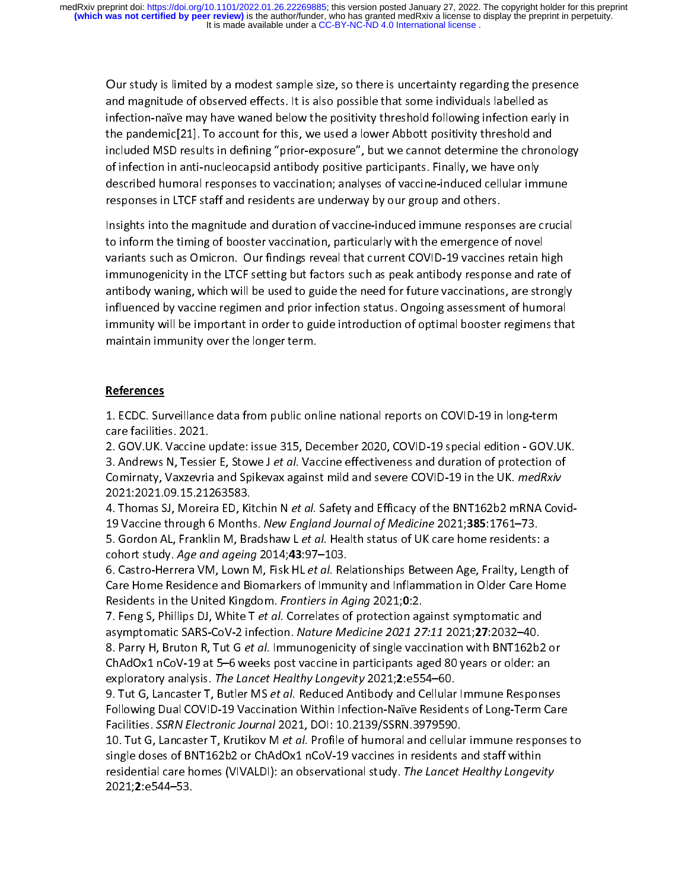Our study is limited by a modest sample size, so there is uncertainty regarding the presence and magnitude of observed effects. It is also possible that some individuals labelled as infection-naïve may have waned below the positivity threshold following infection early in the pandemic[21]. To account for this, we used a lower Abbott positivity threshold and included MSD results in defining "prior-exposure", but we cannot determine the chronology of infection in anti-nucleocapsid antibody positive participants. Finally, we have only described humoral responses to vaccination; analyses of vaccine-induced cellular immune responses in LTCF staff and residents are underway by our group and others.

Insights into the magnitude and duration of vaccine-induced immune responses are crucial to inform the timing of booster vaccination, particularly with the emergence of novel variants such as Omicron. Our findings reveal that current COVID-19 vaccines retain high immunogenicity in the LTCF setting but factors such as peak antibody response and rate of antibody waning, which will be used to guide the need for future vaccinations, are strongly influenced by vaccine regimen and prior infection status. Ongoing assessment of humoral immunity will be important in order to guide introduction of optimal booster regimens that maintain immunity over the longer term.

## References

1. ECDC. Surveillance data from public online national reports on COVID-19 in long-term care facilities. 2021.
2. GOV.UK. Vaccine update: issue 315, December 2020, COVID-19 special edition - GOV.UK.
3. Andrews N, Tessier E, Stowe J *et al.* Vaccine effectiveness and duration of protection of Comirnaty, Vaxzevria and Spikevax against mild and severe COVID-19 in the UK. *medRxiv* 2021:2021.09.15.21263583.
4. Thomas SJ, Moreira ED, Kitchin N *et al.* Safety and Efficacy of the BNT162b2 mRNA Covid-19 Vaccine through 6 Months. *New England Journal of Medicine* 2021;**385**:1761–73.
5. Gordon AL, Franklin M, Bradshaw L *et al.* Health status of UK care home residents: a cohort study. *Age and ageing* 2014;**43**:97–103.
6. Castro-Herrera VM, Lown M, Fisk HL *et al.* Relationships Between Age, Frailty, Length of Care Home Residence and Biomarkers of Immunity and Inflammation in Older Care Home Residents in the United Kingdom. *Frontiers in Aging* 2021;**0**:2.
7. Feng S, Phillips DJ, White T *et al.* Correlates of protection against symptomatic and asymptomatic SARS-CoV-2 infection. *Nature Medicine 2021 27:11* 2021;**27**:2032–40.
8. Parry H, Bruton R, Tut G *et al.* Immunogenicity of single vaccination with BNT162b2 or ChAdOx1 nCoV-19 at 5–6 weeks post vaccine in participants aged 80 years or older: an exploratory analysis. *The Lancet Healthy Longevity* 2021;**2**:e554–60.
9. Tut G, Lancaster T, Butler MS *et al.* Reduced Antibody and Cellular Immune Responses Following Dual COVID-19 Vaccination Within Infection-Naïve Residents of Long-Term Care Facilities. *SSRN Electronic Journal* 2021, DOI: 10.2139/SSRN.3979590.
10. Tut G, Lancaster T, Krutikov M *et al.* Profile of humoral and cellular immune responses to single doses of BNT162b2 or ChAdOx1 nCoV-19 vaccines in residents and staff within residential care homes (VIVALDI): an observational study. *The Lancet Healthy Longevity* 2021;**2**:e544–53.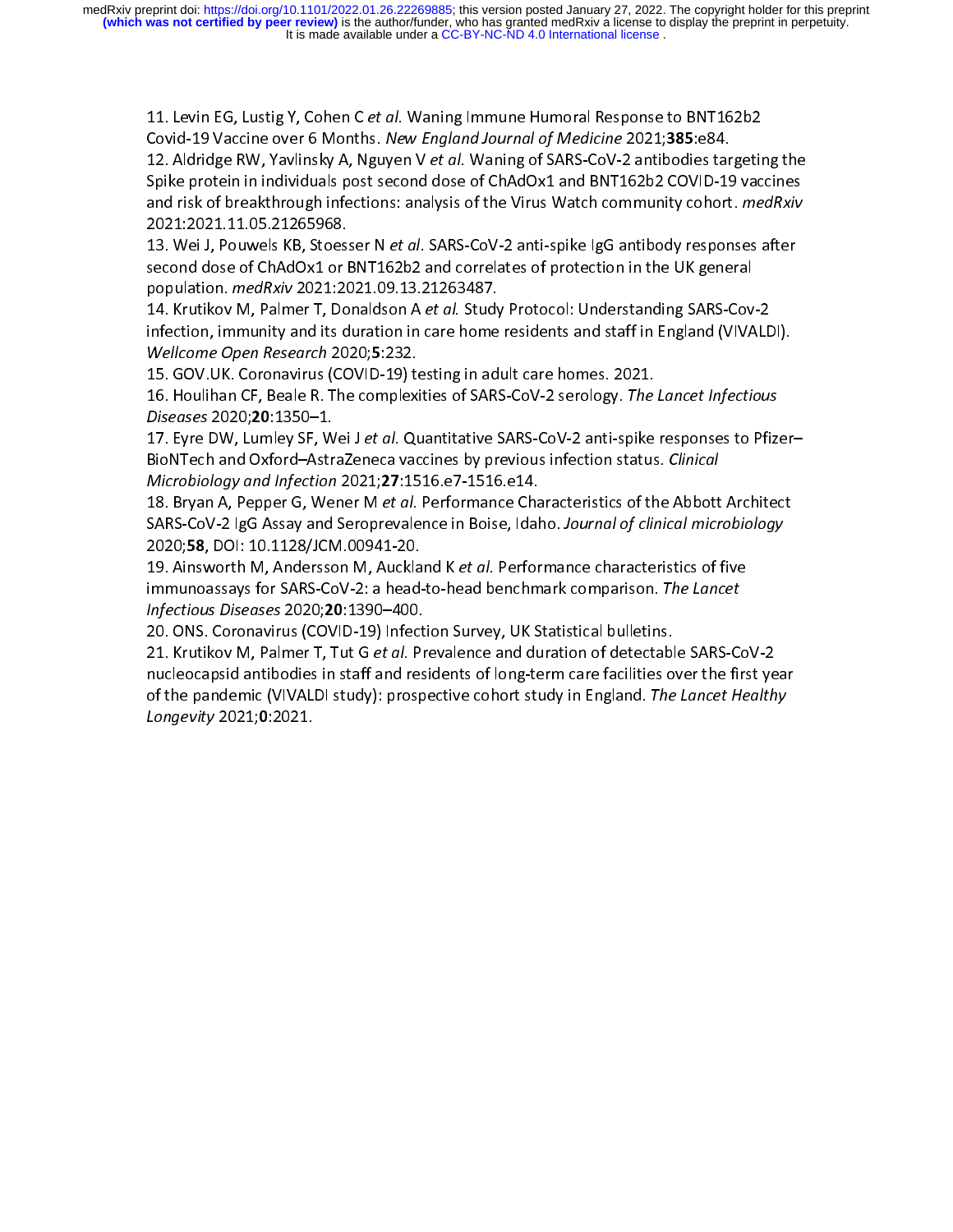11. Levin EG, Lustig Y, Cohen C *et al.* Waning Immune Humoral Response to BNT162b2 Covid-19 Vaccine over 6 Months. *New England Journal of Medicine* 2021;**385**:e84.

12. Aldridge RW, Yavlinsky A, Nguyen V *et al.* Waning of SARS-CoV-2 antibodies targeting the Spike protein in individuals post second dose of ChAdOx1 and BNT162b2 COVID-19 vaccines and risk of breakthrough infections: analysis of the Virus Watch community cohort. *medRxiv* 2021:2021.11.05.21265968.

13. Wei J, Pouwels KB, Stoesser N *et al.* SARS-CoV-2 anti-spike IgG antibody responses after second dose of ChAdOx1 or BNT162b2 and correlates of protection in the UK general population. *medRxiv* 2021:2021.09.13.21263487.

14. Krutikov M, Palmer T, Donaldson A *et al.* Study Protocol: Understanding SARS-Cov-2 infection, immunity and its duration in care home residents and staff in England (VIVALDI). *Wellcome Open Research* 2020;**5**:232.

15. GOV.UK. Coronavirus (COVID-19) testing in adult care homes. 2021.

16. Houlihan CF, Beale R. The complexities of SARS-CoV-2 serology. *The Lancet Infectious Diseases* 2020;**20**:1350–1.

17. Eyre DW, Lumley SF, Wei J *et al.* Quantitative SARS-CoV-2 anti-spike responses to Pfizer–BioNTech and Oxford–AstraZeneca vaccines by previous infection status. *Clinical Microbiology and Infection* 2021;**27**:1516.e7-1516.e14.

18. Bryan A, Pepper G, Wener M *et al.* Performance Characteristics of the Abbott Architect SARS-CoV-2 IgG Assay and Seroprevalence in Boise, Idaho. *Journal of clinical microbiology* 2020;**58**, DOI: 10.1128/JCM.00941-20.

19. Ainsworth M, Andersson M, Auckland K *et al.* Performance characteristics of five immunoassays for SARS-CoV-2: a head-to-head benchmark comparison. *The Lancet Infectious Diseases* 2020;**20**:1390–400.

20. ONS. Coronavirus (COVID-19) Infection Survey, UK Statistical bulletins.

21. Krutikov M, Palmer T, Tut G *et al.* Prevalence and duration of detectable SARS-CoV-2 nucleocapsid antibodies in staff and residents of long-term care facilities over the first year of the pandemic (VIVALDI study): prospective cohort study in England. *The Lancet Healthy Longevity* 2021;**0**:2021.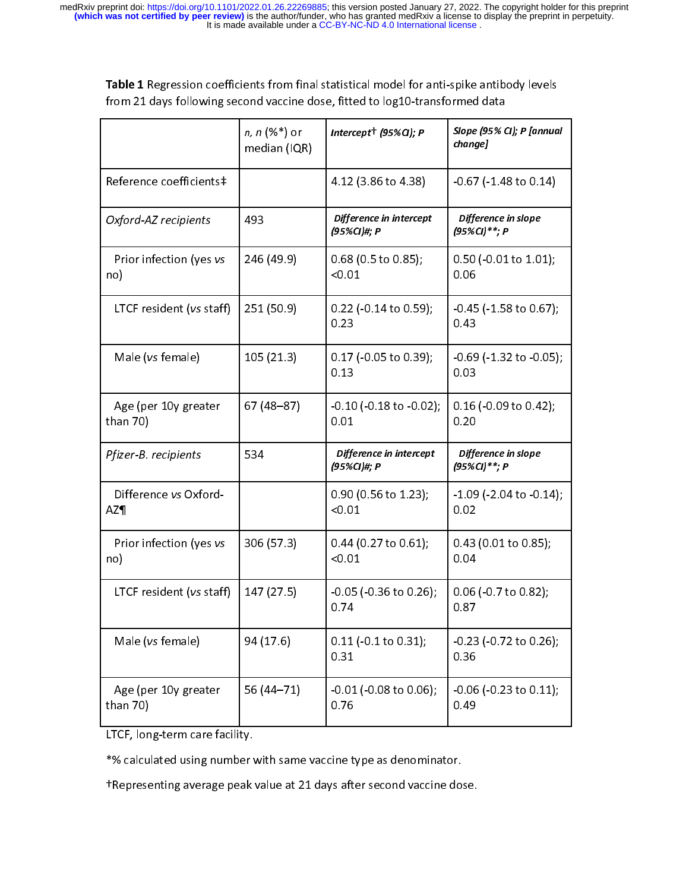**Table 1** Regression coefficients from final statistical model for anti-spike antibody levels from 21 days following second vaccine dose, fitted to log10-transformed data

| | *n, n* (%*) or median (IQR) | *Intercept† (95%CI); P* | *Slope (95% CI); P [annual change]* |
|---|---|---|---|
| Reference coefficients‡ | | 4.12 (3.86 to 4.38) | -0.67 (-1.48 to 0.14) |
| *Oxford-AZ recipients* | 493 | *Difference in intercept (95%CI)#; P* | *Difference in slope (95%CI)**; P* |
| Prior infection (yes *vs* no) | 246 (49.9) | 0.68 (0.5 to 0.85); <0.01 | 0.50 (-0.01 to 1.01); 0.06 |
| LTCF resident (*vs* staff) | 251 (50.9) | 0.22 (-0.14 to 0.59); 0.23 | -0.45 (-1.58 to 0.67); 0.43 |
| Male (*vs* female) | 105 (21.3) | 0.17 (-0.05 to 0.39); 0.13 | -0.69 (-1.32 to -0.05); 0.03 |
| Age (per 10y greater than 70) | 67 (48–87) | -0.10 (-0.18 to -0.02); 0.01 | 0.16 (-0.09 to 0.42); 0.20 |
| *Pfizer-B. recipients* | 534 | *Difference in intercept (95%CI)#; P* | *Difference in slope (95%CI)**; P* |
| Difference *vs* Oxford-AZ¶ | | 0.90 (0.56 to 1.23); <0.01 | -1.09 (-2.04 to -0.14); 0.02 |
| Prior infection (yes *vs* no) | 306 (57.3) | 0.44 (0.27 to 0.61); <0.01 | 0.43 (0.01 to 0.85); 0.04 |
| LTCF resident (*vs* staff) | 147 (27.5) | -0.05 (-0.36 to 0.26); 0.74 | 0.06 (-0.7 to 0.82); 0.87 |
| Male (*vs* female) | 94 (17.6) | 0.11 (-0.1 to 0.31); 0.31 | -0.23 (-0.72 to 0.26); 0.36 |
| Age (per 10y greater than 70) | 56 (44–71) | -0.01 (-0.08 to 0.06); 0.76 | -0.06 (-0.23 to 0.11); 0.49 |

LTCF, long-term care facility.

*% calculated using number with same vaccine type as denominator.

†Representing average peak value at 21 days after second vaccine dose.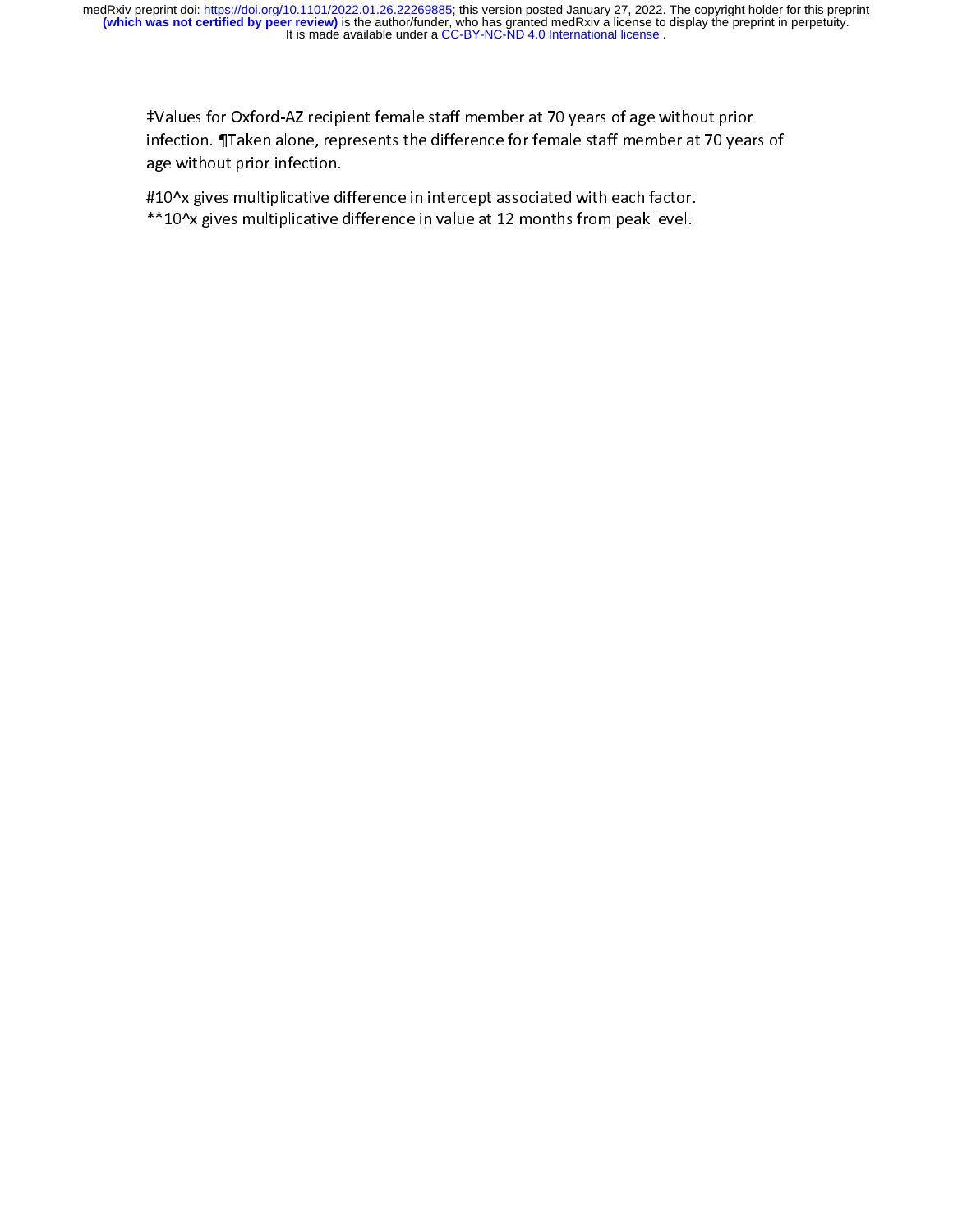‡Values for Oxford-AZ recipient female staff member at 70 years of age without prior infection. ¶Taken alone, represents the difference for female staff member at 70 years of age without prior infection.

#10^x gives multiplicative difference in intercept associated with each factor.
**10^x gives multiplicative difference in value at 12 months from peak level.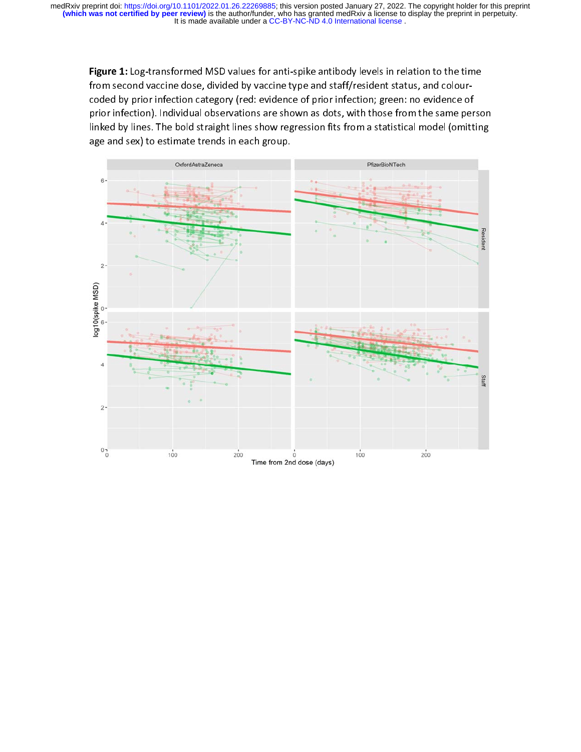**Figure 1:** Log-transformed MSD values for anti-spike antibody levels in relation to the time from second vaccine dose, divided by vaccine type and staff/resident status, and colour-coded by prior infection category (red: evidence of prior infection; green: no evidence of prior infection). Individual observations are shown as dots, with those from the same person linked by lines. The bold straight lines show regression fits from a statistical model (omitting age and sex) to estimate trends in each group.

OxfordAstraZeneca
PfizerBioNTech
Resident
Staff
log10(spike MSD)
0
2
4
6
0
100
200
Time from 2nd dose (days)